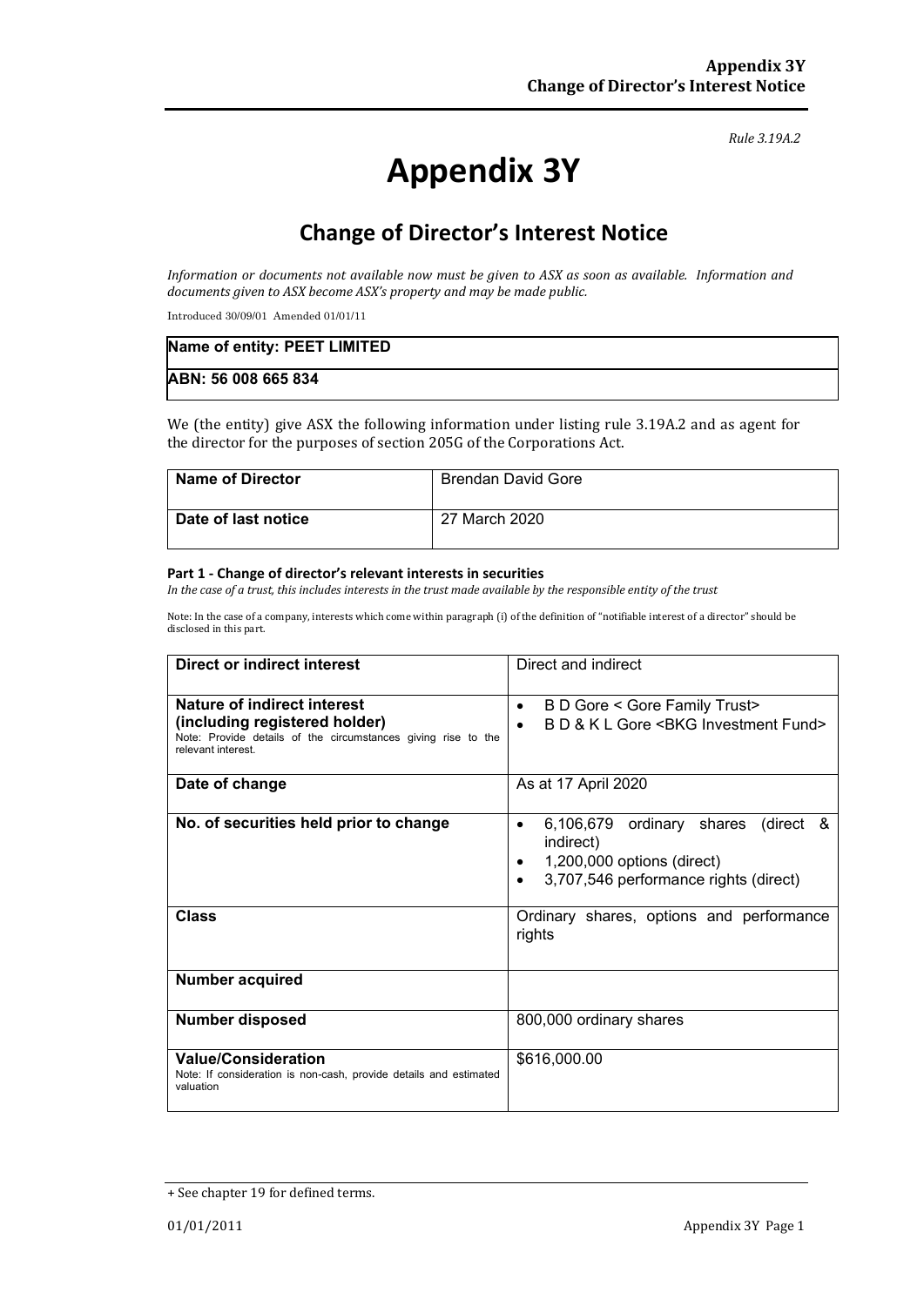*Rule 3.19A.2*

# Appendix 3Y

## Change of Director's Interest Notice

*Information or documents not available now must be given to ASX as soon as available. Information and documents given to ASX become ASX's property and may be made public.*

Introduced 30/09/01 Amended 01/01/11

| **Name of entity: PEET LIMITED** |
|---|
| **ABN: 56 008 665 834** |

We (the entity) give ASX the following information under listing rule 3.19A.2 and as agent for the director for the purposes of section 205G of the Corporations Act.

| **Name of Director** | Brendan David Gore |
|---|---|
| **Date of last notice** | 27 March 2020 |

**Part 1 - Change of director's relevant interests in securities**

*In the case of a trust, this includes interests in the trust made available by the responsible entity of the trust*

Note: In the case of a company, interests which come within paragraph (i) of the definition of "notifiable interest of a director" should be disclosed in this part.

| **Direct or indirect interest** | Direct and indirect |
|---|---|
| **Nature of indirect interest (including registered holder)**<br>Note: Provide details of the circumstances giving rise to the relevant interest. | • B D Gore < Gore Family Trust><br>• B D & K L Gore <BKG Investment Fund> |
| **Date of change** | As at 17 April 2020 |
| **No. of securities held prior to change** | • 6,106,679 ordinary shares (direct & indirect)<br>• 1,200,000 options (direct)<br>• 3,707,546 performance rights (direct) |
| **Class** | Ordinary shares, options and performance rights |
| **Number acquired** | |
| **Number disposed** | 800,000 ordinary shares |
| **Value/Consideration**<br>Note: If consideration is non-cash, provide details and estimated valuation | $616,000.00 |

+ See chapter 19 for defined terms.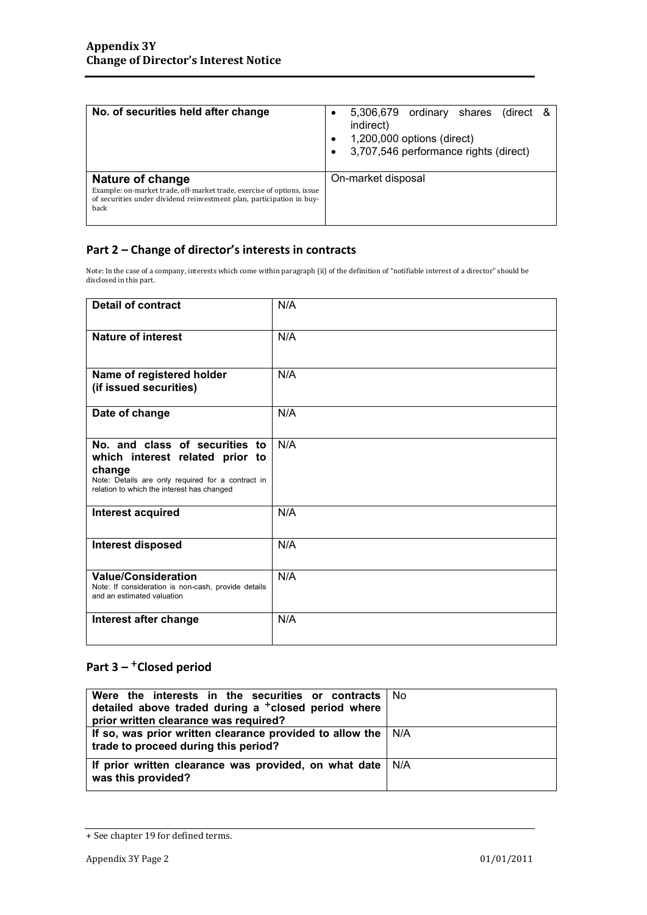| | |
|---|---|
| **No. of securities held after change** | • 5,306,679 ordinary shares (direct & indirect)<br>• 1,200,000 options (direct)<br>• 3,707,546 performance rights (direct) |
| **Nature of change**<br>Example: on-market trade, off-market trade, exercise of options, issue of securities under dividend reinvestment plan, participation in buy-back | On-market disposal |

## Part 2 – Change of director's interests in contracts

Note: In the case of a company, interests which come within paragraph (ii) of the definition of "notifiable interest of a director" should be disclosed in this part.

| | |
|---|---|
| **Detail of contract** | N/A |
| **Nature of interest** | N/A |
| **Name of registered holder (if issued securities)** | N/A |
| **Date of change** | N/A |
| **No. and class of securities to which interest related prior to change**<br>Note: Details are only required for a contract in relation to which the interest has changed | N/A |
| **Interest acquired** | N/A |
| **Interest disposed** | N/A |
| **Value/Consideration**<br>Note: If consideration is non-cash, provide details and an estimated valuation | N/A |
| **Interest after change** | N/A |

## Part 3 – +Closed period

| | |
|---|---|
| **Were the interests in the securities or contracts detailed above traded during a +closed period where prior written clearance was required?** | No |
| **If so, was prior written clearance provided to allow the trade to proceed during this period?** | N/A |
| **If prior written clearance was provided, on what date was this provided?** | N/A |

+ See chapter 19 for defined terms.